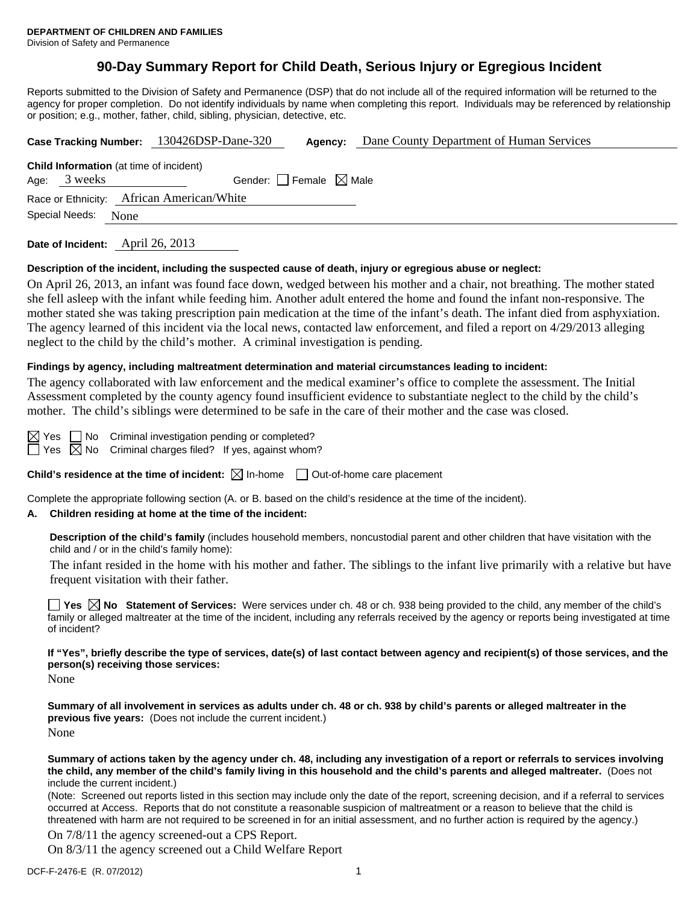**DEPARTMENT OF CHILDREN AND FAMILIES**
Division of Safety and Permanence

# 90-Day Summary Report for Child Death, Serious Injury or Egregious Incident

Reports submitted to the Division of Safety and Permanence (DSP) that do not include all of the required information will be returned to the agency for proper completion. Do not identify individuals by name when completing this report. Individuals may be referenced by relationship or position; e.g., mother, father, child, sibling, physician, detective, etc.

**Case Tracking Number:** 130426DSP-Dane-320 **Agency:** Dane County Department of Human Services

**Child Information** (at time of incident)

Age: 3 weeks Gender: ☐ Female ☒ Male

Race or Ethnicity: African American/White

Special Needs: None

**Date of Incident:** April 26, 2013

**Description of the incident, including the suspected cause of death, injury or egregious abuse or neglect:**

On April 26, 2013, an infant was found face down, wedged between his mother and a chair, not breathing. The mother stated she fell asleep with the infant while feeding him. Another adult entered the home and found the infant non-responsive. The mother stated she was taking prescription pain medication at the time of the infant's death. The infant died from asphyxiation. The agency learned of this incident via the local news, contacted law enforcement, and filed a report on 4/29/2013 alleging neglect to the child by the child's mother. A criminal investigation is pending.

**Findings by agency, including maltreatment determination and material circumstances leading to incident:**

The agency collaborated with law enforcement and the medical examiner's office to complete the assessment. The Initial Assessment completed by the county agency found insufficient evidence to substantiate neglect to the child by the child's mother. The child's siblings were determined to be safe in the care of their mother and the case was closed.

☒ Yes ☐ No Criminal investigation pending or completed?

☐ Yes ☒ No Criminal charges filed? If yes, against whom?

**Child's residence at the time of incident:** ☒ In-home ☐ Out-of-home care placement

Complete the appropriate following section (A. or B. based on the child's residence at the time of the incident).

**A. Children residing at home at the time of the incident:**

**Description of the child's family** (includes household members, noncustodial parent and other children that have visitation with the child and / or in the child's family home):

The infant resided in the home with his mother and father. The siblings to the infant live primarily with a relative but have frequent visitation with their father.

☐ **Yes** ☒ **No** **Statement of Services:** Were services under ch. 48 or ch. 938 being provided to the child, any member of the child's family or alleged maltreater at the time of the incident, including any referrals received by the agency or reports being investigated at time of incident?

**If "Yes", briefly describe the type of services, date(s) of last contact between agency and recipient(s) of those services, and the person(s) receiving those services:**

None

**Summary of all involvement in services as adults under ch. 48 or ch. 938 by child's parents or alleged maltreater in the previous five years:** (Does not include the current incident.)

None

**Summary of actions taken by the agency under ch. 48, including any investigation of a report or referrals to services involving the child, any member of the child's family living in this household and the child's parents and alleged maltreater.** (Does not include the current incident.)

(Note: Screened out reports listed in this section may include only the date of the report, screening decision, and if a referral to services occurred at Access. Reports that do not constitute a reasonable suspicion of maltreatment or a reason to believe that the child is threatened with harm are not required to be screened in for an initial assessment, and no further action is required by the agency.)

On 7/8/11 the agency screened-out a CPS Report.

On 8/3/11 the agency screened out a Child Welfare Report

DCF-F-2476-E (R. 07/2012)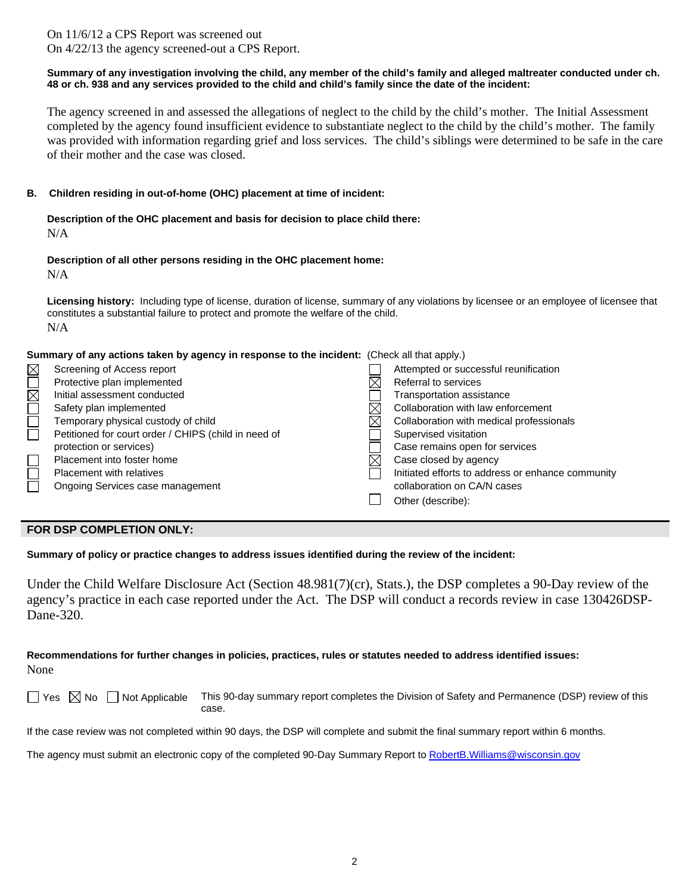On 11/6/12 a CPS Report was screened out
On 4/22/13 the agency screened-out a CPS Report.

**Summary of any investigation involving the child, any member of the child's family and alleged maltreater conducted under ch. 48 or ch. 938 and any services provided to the child and child's family since the date of the incident:**

The agency screened in and assessed the allegations of neglect to the child by the child's mother. The Initial Assessment completed by the agency found insufficient evidence to substantiate neglect to the child by the child's mother. The family was provided with information regarding grief and loss services. The child's siblings were determined to be safe in the care of their mother and the case was closed.

**B. Children residing in out-of-home (OHC) placement at time of incident:**

**Description of the OHC placement and basis for decision to place child there:**
N/A

**Description of all other persons residing in the OHC placement home:**
N/A

**Licensing history:** Including type of license, duration of license, summary of any violations by licensee or an employee of licensee that constitutes a substantial failure to protect and promote the welfare of the child.
N/A

**Summary of any actions taken by agency in response to the incident:** (Check all that apply.)

- ☒ Screening of Access report
- ☐ Protective plan implemented
- ☒ Initial assessment conducted
- ☐ Safety plan implemented
- ☐ Temporary physical custody of child
- ☐ Petitioned for court order / CHIPS (child in need of protection or services)
- ☐ Placement into foster home
- ☐ Placement with relatives
- ☐ Ongoing Services case management
- ☐ Attempted or successful reunification
- ☒ Referral to services
- ☐ Transportation assistance
- ☒ Collaboration with law enforcement
- ☒ Collaboration with medical professionals
- ☐ Supervised visitation
- ☐ Case remains open for services
- ☒ Case closed by agency
- ☐ Initiated efforts to address or enhance community collaboration on CA/N cases
- ☐ Other (describe):

**FOR DSP COMPLETION ONLY:**

**Summary of policy or practice changes to address issues identified during the review of the incident:**

Under the Child Welfare Disclosure Act (Section 48.981(7)(cr), Stats.), the DSP completes a 90-Day review of the agency's practice in each case reported under the Act. The DSP will conduct a records review in case 130426DSP-Dane-320.

**Recommendations for further changes in policies, practices, rules or statutes needed to address identified issues:**
None

☐ Yes ☒ No ☐ Not Applicable This 90-day summary report completes the Division of Safety and Permanence (DSP) review of this case.

If the case review was not completed within 90 days, the DSP will complete and submit the final summary report within 6 months.

The agency must submit an electronic copy of the completed 90-Day Summary Report to RobertB.Williams@wisconsin.gov